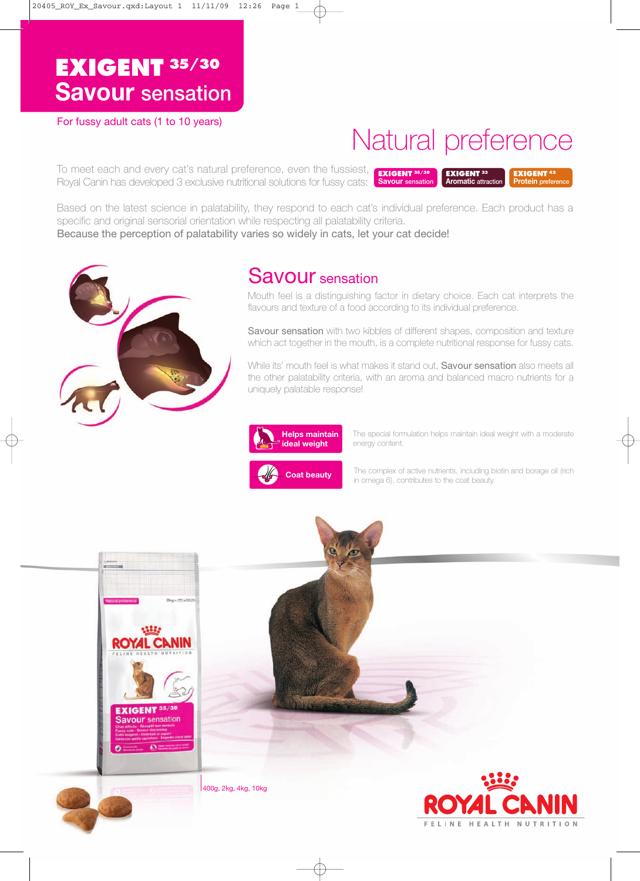# EXIGENT 35/30
# Savour sensation

For fussy adult cats (1 to 10 years)

## Natural preference

To meet each and every cat's natural preference, even the fussiest, Royal Canin has developed 3 exclusive nutritional solutions for fussy cats:

- EXIGENT 35/30 Savour sensation
- EXIGENT 33 Aromatic attraction
- EXIGENT 42 Protein preference

Based on the latest science in palatability, they respond to each cat's individual preference. Each product has a specific and original sensorial orientation while respecting all palatability criteria.

Because the perception of palatability varies so widely in cats, let your cat decide!

## Savour sensation

Mouth feel is a distinguishing factor in dietary choice. Each cat interprets the flavours and texture of a food according to its individual preference.

Savour sensation with two kibbles of different shapes, composition and texture which act together in the mouth, is a complete nutritional response for fussy cats.

While its' mouth feel is what makes it stand out, Savour sensation also meets all the other palatability criteria, with an aroma and balanced macro nutrients for a uniquely palatable response!

**Helps maintain ideal weight** — The special formulation helps maintain ideal weight with a moderate energy content.

**Coat beauty** — The complex of active nutrients, including biotin and borage oil (rich in omega 6), contributes to the coat beauty.

400g, 2kg, 4kg, 10kg

ROYAL CANIN
FELINE HEALTH NUTRITION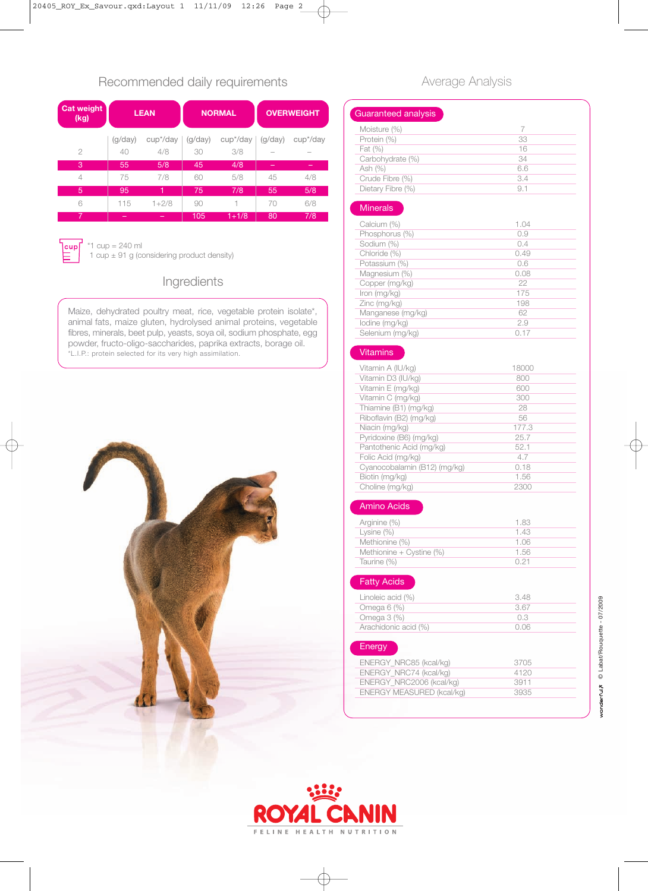## Recommended daily requirements

| Cat weight (kg) | LEAN | | NORMAL | | OVERWEIGHT | |
|---|---|---|---|---|---|---|
| | (g/day) | cup*/day | (g/day) | cup*/day | (g/day) | cup*/day |
| 2 | 40 | 4/8 | 30 | 3/8 | – | – |
| 3 | 55 | 5/8 | 45 | 4/8 | – | – |
| 4 | 75 | 7/8 | 60 | 5/8 | 45 | 4/8 |
| 5 | 95 | 1 | 75 | 7/8 | 55 | 5/8 |
| 6 | 115 | 1+2/8 | 90 | 1 | 70 | 6/8 |
| 7 | – | – | 105 | 1+1/8 | 80 | 7/8 |

*1 cup = 240 ml
1 cup ± 91 g (considering product density)

## Ingredients

Maize, dehydrated poultry meat, rice, vegetable protein isolate*, animal fats, maize gluten, hydrolysed animal proteins, vegetable fibres, minerals, beet pulp, yeasts, soya oil, sodium phosphate, egg powder, fructo-oligo-saccharides, paprika extracts, borage oil.
*L.I.P.: protein selected for its very high assimilation.

## Average Analysis

### Guaranteed analysis

| | |
|---|---|
| Moisture (%) | 7 |
| Protein (%) | 33 |
| Fat (%) | 16 |
| Carbohydrate (%) | 34 |
| Ash (%) | 6.6 |
| Crude Fibre (%) | 3.4 |
| Dietary Fibre (%) | 9.1 |

### Minerals

| | |
|---|---|
| Calcium (%) | 1.04 |
| Phosphorus (%) | 0.9 |
| Sodium (%) | 0.4 |
| Chloride (%) | 0.49 |
| Potassium (%) | 0.6 |
| Magnesium (%) | 0.08 |
| Copper (mg/kg) | 22 |
| Iron (mg/kg) | 175 |
| Zinc (mg/kg) | 198 |
| Manganese (mg/kg) | 62 |
| Iodine (mg/kg) | 2.9 |
| Selenium (mg/kg) | 0.17 |

### Vitamins

| | |
|---|---|
| Vitamin A (IU/kg) | 18000 |
| Vitamin D3 (IU/kg) | 800 |
| Vitamin E (mg/kg) | 600 |
| Vitamin C (mg/kg) | 300 |
| Thiamine (B1) (mg/kg) | 28 |
| Riboflavin (B2) (mg/kg) | 56 |
| Niacin (mg/kg) | 177.3 |
| Pyridoxine (B6) (mg/kg) | 25.7 |
| Pantothenic Acid (mg/kg) | 52.1 |
| Folic Acid (mg/kg) | 4.7 |
| Cyanocobalamin (B12) (mg/kg) | 0.18 |
| Biotin (mg/kg) | 1.56 |
| Choline (mg/kg) | 2300 |

### Amino Acids

| | |
|---|---|
| Arginine (%) | 1.83 |
| Lysine (%) | 1.43 |
| Methionine (%) | 1.06 |
| Methionine + Cystine (%) | 1.56 |
| Taurine (%) | 0.21 |

### Fatty Acids

| | |
|---|---|
| Linoleic acid (%) | 3.48 |
| Omega 6 (%) | 3.67 |
| Omega 3 (%) | 0.3 |
| Arachidonic acid (%) | 0.06 |

### Energy

| | |
|---|---|
| ENERGY_NRC85 (kcal/kg) | 3705 |
| ENERGY_NRC74 (kcal/kg) | 4120 |
| ENERGY_NRC2006 (kcal/kg) | 3911 |
| ENERGY MEASURED (kcal/kg) | 3935 |

wonderful © Labat/Rouquette - 07/2009

ROYAL CANIN
FELINE HEALTH NUTRITION